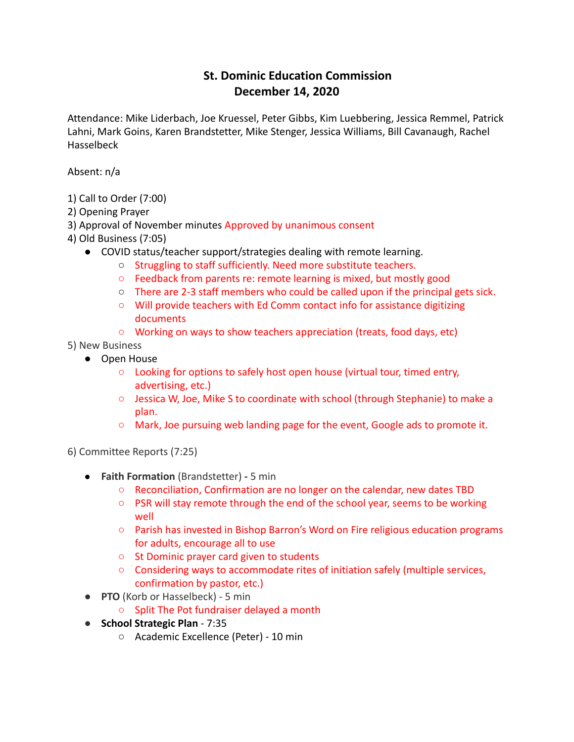# St. Dominic Education Commission
## December 14, 2020

Attendance: Mike Liderbach, Joe Kruessel, Peter Gibbs, Kim Luebbering, Jessica Remmel, Patrick Lahni, Mark Goins, Karen Brandstetter, Mike Stenger, Jessica Williams, Bill Cavanaugh, Rachel Hasselbeck

Absent: n/a

1) Call to Order (7:00)
2) Opening Prayer
3) Approval of November minutes Approved by unanimous consent
4) Old Business (7:05)
   - COVID status/teacher support/strategies dealing with remote learning.
     - Struggling to staff sufficiently. Need more substitute teachers.
     - Feedback from parents re: remote learning is mixed, but mostly good
     - There are 2-3 staff members who could be called upon if the principal gets sick.
     - Will provide teachers with Ed Comm contact info for assistance digitizing documents
     - Working on ways to show teachers appreciation (treats, food days, etc)

5) New Business
   - Open House
     - Looking for options to safely host open house (virtual tour, timed entry, advertising, etc.)
     - Jessica W, Joe, Mike S to coordinate with school (through Stephanie) to make a plan.
     - Mark, Joe pursuing web landing page for the event, Google ads to promote it.

6) Committee Reports (7:25)

   - **Faith Formation** (Brandstetter) **-** 5 min
     - Reconciliation, Confirmation are no longer on the calendar, new dates TBD
     - PSR will stay remote through the end of the school year, seems to be working well
     - Parish has invested in Bishop Barron's Word on Fire religious education programs for adults, encourage all to use
     - St Dominic prayer card given to students
     - Considering ways to accommodate rites of initiation safely (multiple services, confirmation by pastor, etc.)
   - **PTO** (Korb or Hasselbeck) - 5 min
     - Split The Pot fundraiser delayed a month
   - **School Strategic Plan** - 7:35
     - Academic Excellence (Peter) - 10 min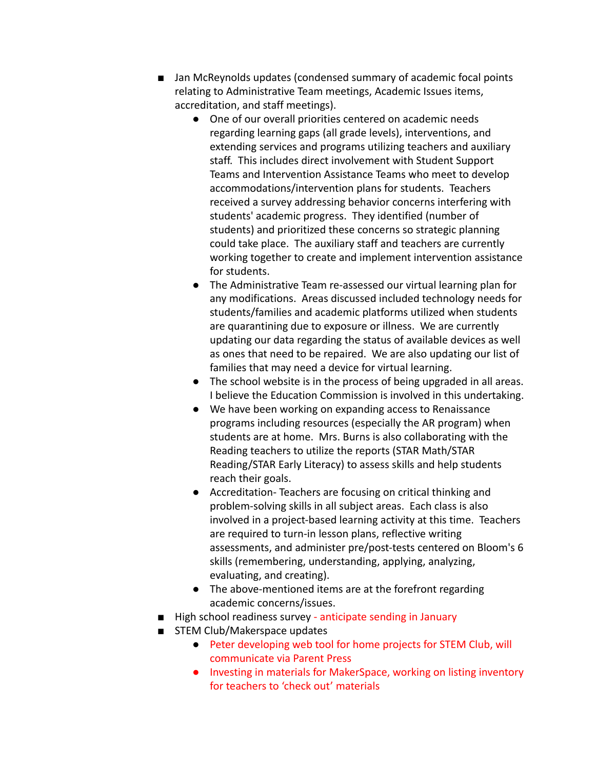- Jan McReynolds updates (condensed summary of academic focal points relating to Administrative Team meetings, Academic Issues items, accreditation, and staff meetings).
  - One of our overall priorities centered on academic needs regarding learning gaps (all grade levels), interventions, and extending services and programs utilizing teachers and auxiliary staff. This includes direct involvement with Student Support Teams and Intervention Assistance Teams who meet to develop accommodations/intervention plans for students. Teachers received a survey addressing behavior concerns interfering with students' academic progress. They identified (number of students) and prioritized these concerns so strategic planning could take place. The auxiliary staff and teachers are currently working together to create and implement intervention assistance for students.
  - The Administrative Team re-assessed our virtual learning plan for any modifications. Areas discussed included technology needs for students/families and academic platforms utilized when students are quarantining due to exposure or illness. We are currently updating our data regarding the status of available devices as well as ones that need to be repaired. We are also updating our list of families that may need a device for virtual learning.
  - The school website is in the process of being upgraded in all areas. I believe the Education Commission is involved in this undertaking.
  - We have been working on expanding access to Renaissance programs including resources (especially the AR program) when students are at home. Mrs. Burns is also collaborating with the Reading teachers to utilize the reports (STAR Math/STAR Reading/STAR Early Literacy) to assess skills and help students reach their goals.
  - Accreditation- Teachers are focusing on critical thinking and problem-solving skills in all subject areas. Each class is also involved in a project-based learning activity at this time. Teachers are required to turn-in lesson plans, reflective writing assessments, and administer pre/post-tests centered on Bloom's 6 skills (remembering, understanding, applying, analyzing, evaluating, and creating).
  - The above-mentioned items are at the forefront regarding academic concerns/issues.
- High school readiness survey - anticipate sending in January
- STEM Club/Makerspace updates
  - Peter developing web tool for home projects for STEM Club, will communicate via Parent Press
  - Investing in materials for MakerSpace, working on listing inventory for teachers to 'check out' materials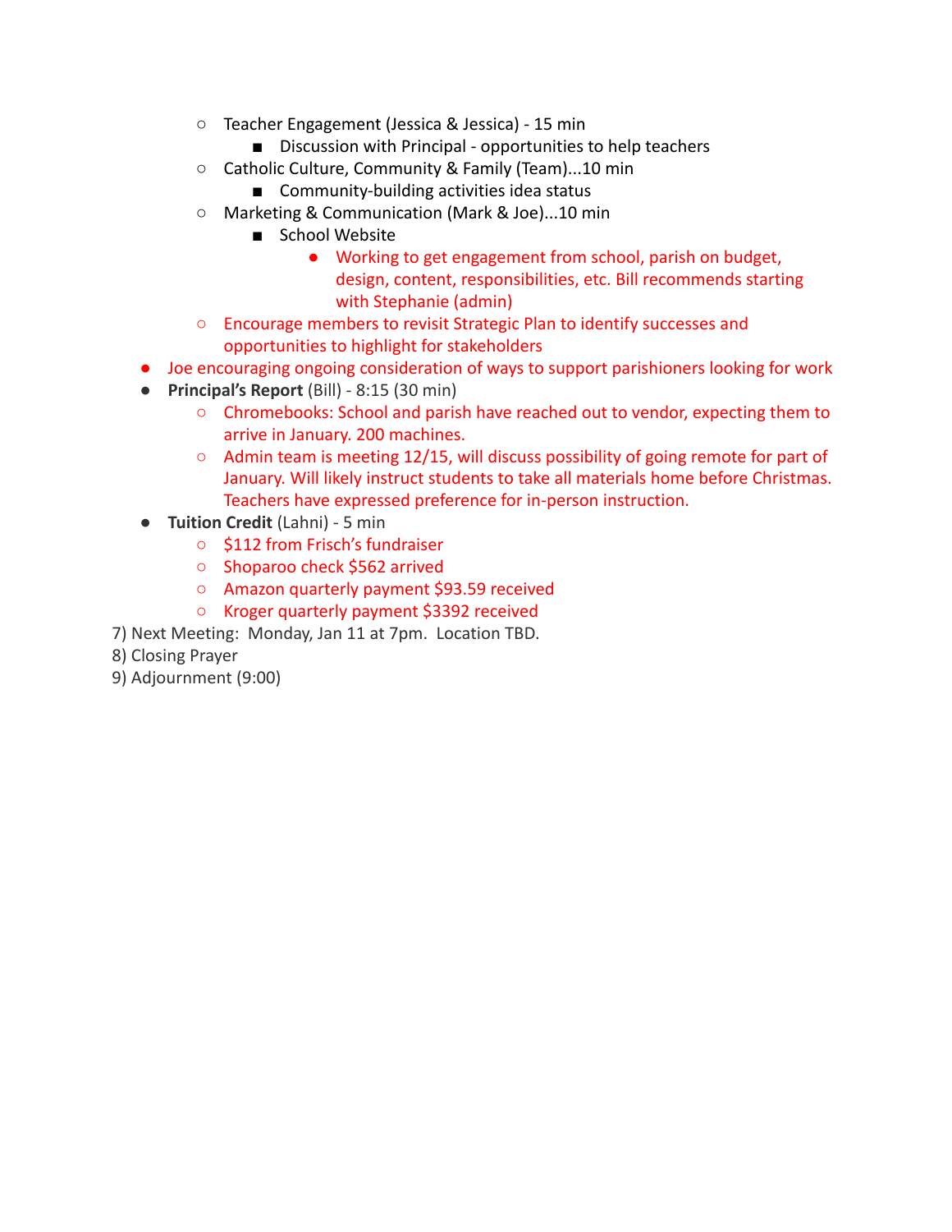- Teacher Engagement (Jessica & Jessica) - 15 min
        - Discussion with Principal - opportunities to help teachers
    - Catholic Culture, Community & Family (Team)...10 min
        - Community-building activities idea status
    - Marketing & Communication (Mark & Joe)...10 min
        - School Website
            - Working to get engagement from school, parish on budget, design, content, responsibilities, etc. Bill recommends starting with Stephanie (admin)
    - Encourage members to revisit Strategic Plan to identify successes and opportunities to highlight for stakeholders
- Joe encouraging ongoing consideration of ways to support parishioners looking for work
- **Principal's Report** (Bill) - 8:15 (30 min)
    - Chromebooks: School and parish have reached out to vendor, expecting them to arrive in January. 200 machines.
    - Admin team is meeting 12/15, will discuss possibility of going remote for part of January. Will likely instruct students to take all materials home before Christmas. Teachers have expressed preference for in-person instruction.
- **Tuition Credit** (Lahni) - 5 min
    - $112 from Frisch's fundraiser
    - Shoparoo check $562 arrived
    - Amazon quarterly payment $93.59 received
    - Kroger quarterly payment $3392 received

7) Next Meeting: Monday, Jan 11 at 7pm. Location TBD.

8) Closing Prayer

9) Adjournment (9:00)